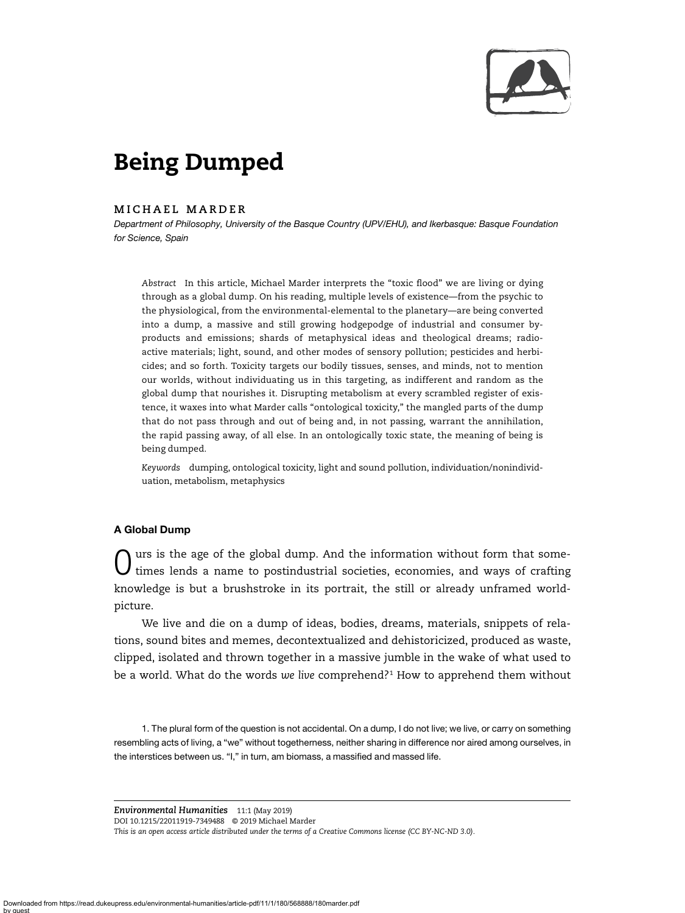# Being Dumped

MICHAEL MARDER

*Department of Philosophy, University of the Basque Country (UPV/EHU), and Ikerbasque: Basque Foundation for Science, Spain*

*Abstract* In this article, Michael Marder interprets the "toxic flood" we are living or dying through as a global dump. On his reading, multiple levels of existence—from the psychic to the physiological, from the environmental-elemental to the planetary—are being converted into a dump, a massive and still growing hodgepodge of industrial and consumer by-products and emissions; shards of metaphysical ideas and theological dreams; radioactive materials; light, sound, and other modes of sensory pollution; pesticides and herbicides; and so forth. Toxicity targets our bodily tissues, senses, and minds, not to mention our worlds, without individuating us in this targeting, as indifferent and random as the global dump that nourishes it. Disrupting metabolism at every scrambled register of existence, it waxes into what Marder calls "ontological toxicity," the mangled parts of the dump that do not pass through and out of being and, in not passing, warrant the annihilation, the rapid passing away, of all else. In an ontologically toxic state, the meaning of being is being dumped.

*Keywords* dumping, ontological toxicity, light and sound pollution, individuation/nonindividuation, metabolism, metaphysics

## A Global Dump

Ours is the age of the global dump. And the information without form that sometimes lends a name to postindustrial societies, economies, and ways of crafting knowledge is but a brushstroke in its portrait, the still or already unframed world-picture.

We live and die on a dump of ideas, bodies, dreams, materials, snippets of relations, sound bites and memes, decontextualized and dehistoricized, produced as waste, clipped, isolated and thrown together in a massive jumble in the wake of what used to be a world. What do the words *we live* comprehend?[1] How to apprehend them without

1. The plural form of the question is not accidental. On a dump, I do not live; we live, or carry on something resembling acts of living, a "we" without togetherness, neither sharing in difference nor aired among ourselves, in the interstices between us. "I," in turn, am biomass, a massified and massed life.

*This is an open access article distributed under the terms of a Creative Commons license (CC BY-NC-ND 3.0).*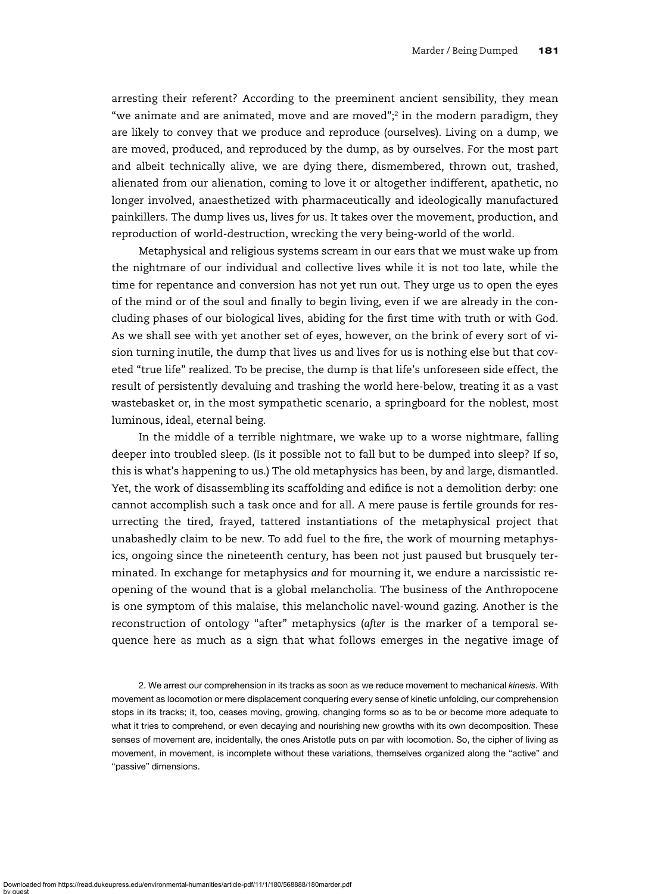arresting their referent? According to the preeminent ancient sensibility, they mean "we animate and are animated, move and are moved";[2] in the modern paradigm, they are likely to convey that we produce and reproduce (ourselves). Living on a dump, we are moved, produced, and reproduced by the dump, as by ourselves. For the most part and albeit technically alive, we are dying there, dismembered, thrown out, trashed, alienated from our alienation, coming to love it or altogether indifferent, apathetic, no longer involved, anaesthetized with pharmaceutically and ideologically manufactured painkillers. The dump lives us, lives *for* us. It takes over the movement, production, and reproduction of world-destruction, wrecking the very being-world of the world.

Metaphysical and religious systems scream in our ears that we must wake up from the nightmare of our individual and collective lives while it is not too late, while the time for repentance and conversion has not yet run out. They urge us to open the eyes of the mind or of the soul and finally to begin living, even if we are already in the concluding phases of our biological lives, abiding for the first time with truth or with God. As we shall see with yet another set of eyes, however, on the brink of every sort of vision turning inutile, the dump that lives us and lives for us is nothing else but that coveted "true life" realized. To be precise, the dump is that life's unforeseen side effect, the result of persistently devaluing and trashing the world here-below, treating it as a vast wastebasket or, in the most sympathetic scenario, a springboard for the noblest, most luminous, ideal, eternal being.

In the middle of a terrible nightmare, we wake up to a worse nightmare, falling deeper into troubled sleep. (Is it possible not to fall but to be dumped into sleep? If so, this is what's happening to us.) The old metaphysics has been, by and large, dismantled. Yet, the work of disassembling its scaffolding and edifice is not a demolition derby: one cannot accomplish such a task once and for all. A mere pause is fertile grounds for resurrecting the tired, frayed, tattered instantiations of the metaphysical project that unabashedly claim to be new. To add fuel to the fire, the work of mourning metaphysics, ongoing since the nineteenth century, has been not just paused but brusquely terminated. In exchange for metaphysics *and* for mourning it, we endure a narcissistic reopening of the wound that is a global melancholia. The business of the Anthropocene is one symptom of this malaise, this melancholic navel-wound gazing. Another is the reconstruction of ontology "after" metaphysics (*after* is the marker of a temporal sequence here as much as a sign that what follows emerges in the negative image of

2. We arrest our comprehension in its tracks as soon as we reduce movement to mechanical *kinesis*. With movement as locomotion or mere displacement conquering every sense of kinetic unfolding, our comprehension stops in its tracks; it, too, ceases moving, growing, changing forms so as to be or become more adequate to what it tries to comprehend, or even decaying and nourishing new growths with its own decomposition. These senses of movement are, incidentally, the ones Aristotle puts on par with locomotion. So, the cipher of living as movement, in movement, is incomplete without these variations, themselves organized along the "active" and "passive" dimensions.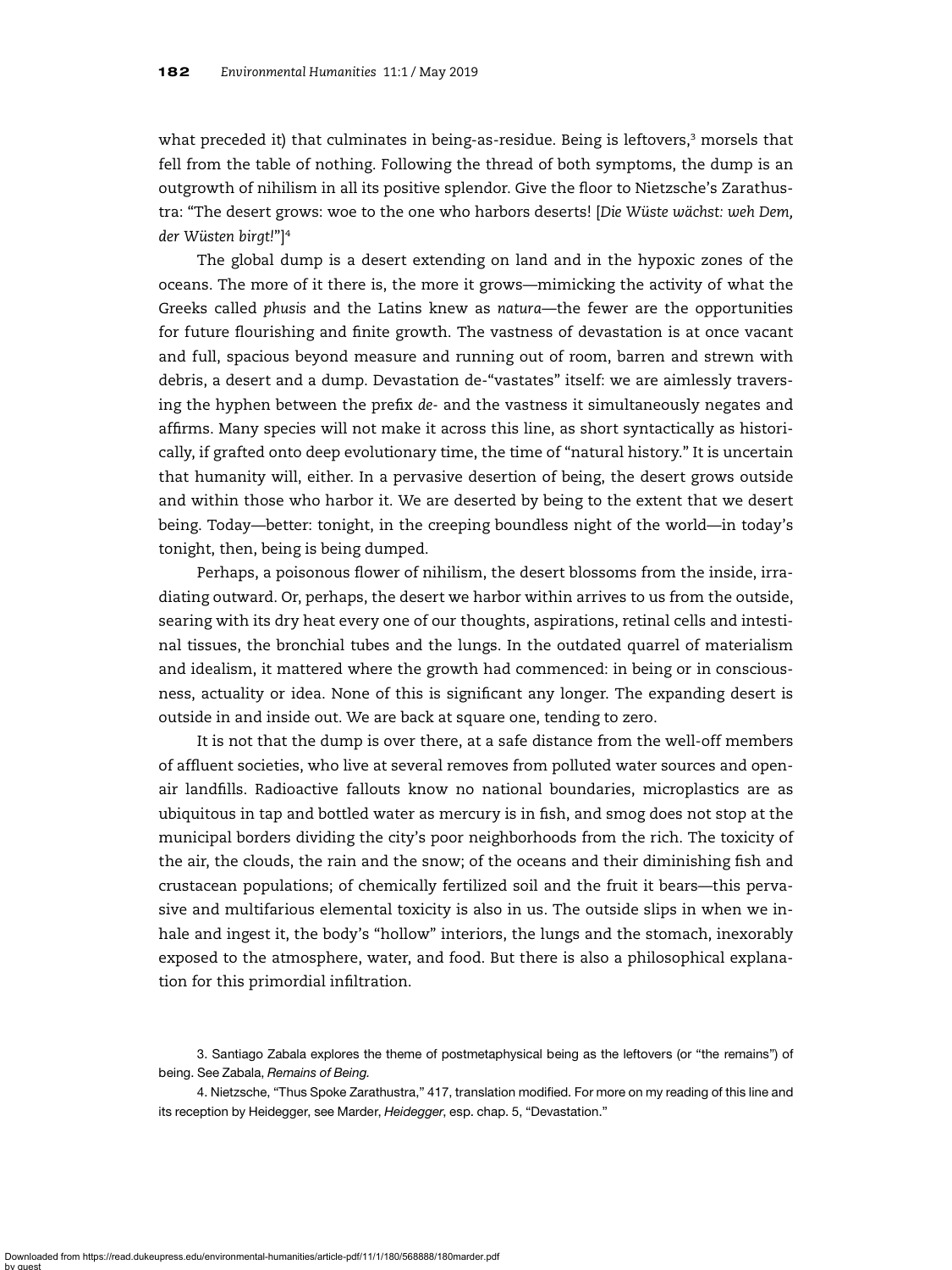what preceded it) that culminates in being-as-residue. Being is leftovers,[3] morsels that fell from the table of nothing. Following the thread of both symptoms, the dump is an outgrowth of nihilism in all its positive splendor. Give the floor to Nietzsche's Zarathustra: "The desert grows: woe to the one who harbors deserts! [*Die Wüste wächst: weh Dem, der Wüsten birgt!*"][4]

The global dump is a desert extending on land and in the hypoxic zones of the oceans. The more of it there is, the more it grows—mimicking the activity of what the Greeks called *phusis* and the Latins knew as *natura*—the fewer are the opportunities for future flourishing and finite growth. The vastness of devastation is at once vacant and full, spacious beyond measure and running out of room, barren and strewn with debris, a desert and a dump. Devastation de-"vastates" itself: we are aimlessly traversing the hyphen between the prefix *de-* and the vastness it simultaneously negates and affirms. Many species will not make it across this line, as short syntactically as historically, if grafted onto deep evolutionary time, the time of "natural history." It is uncertain that humanity will, either. In a pervasive desertion of being, the desert grows outside and within those who harbor it. We are deserted by being to the extent that we desert being. Today—better: tonight, in the creeping boundless night of the world—in today's tonight, then, being is being dumped.

Perhaps, a poisonous flower of nihilism, the desert blossoms from the inside, irradiating outward. Or, perhaps, the desert we harbor within arrives to us from the outside, searing with its dry heat every one of our thoughts, aspirations, retinal cells and intestinal tissues, the bronchial tubes and the lungs. In the outdated quarrel of materialism and idealism, it mattered where the growth had commenced: in being or in consciousness, actuality or idea. None of this is significant any longer. The expanding desert is outside in and inside out. We are back at square one, tending to zero.

It is not that the dump is over there, at a safe distance from the well-off members of affluent societies, who live at several removes from polluted water sources and open-air landfills. Radioactive fallouts know no national boundaries, microplastics are as ubiquitous in tap and bottled water as mercury is in fish, and smog does not stop at the municipal borders dividing the city's poor neighborhoods from the rich. The toxicity of the air, the clouds, the rain and the snow; of the oceans and their diminishing fish and crustacean populations; of chemically fertilized soil and the fruit it bears—this pervasive and multifarious elemental toxicity is also in us. The outside slips in when we inhale and ingest it, the body's "hollow" interiors, the lungs and the stomach, inexorably exposed to the atmosphere, water, and food. But there is also a philosophical explanation for this primordial infiltration.

3. Santiago Zabala explores the theme of postmetaphysical being as the leftovers (or "the remains") of being. See Zabala, *Remains of Being*.

4. Nietzsche, "Thus Spoke Zarathustra," 417, translation modified. For more on my reading of this line and its reception by Heidegger, see Marder, *Heidegger*, esp. chap. 5, "Devastation."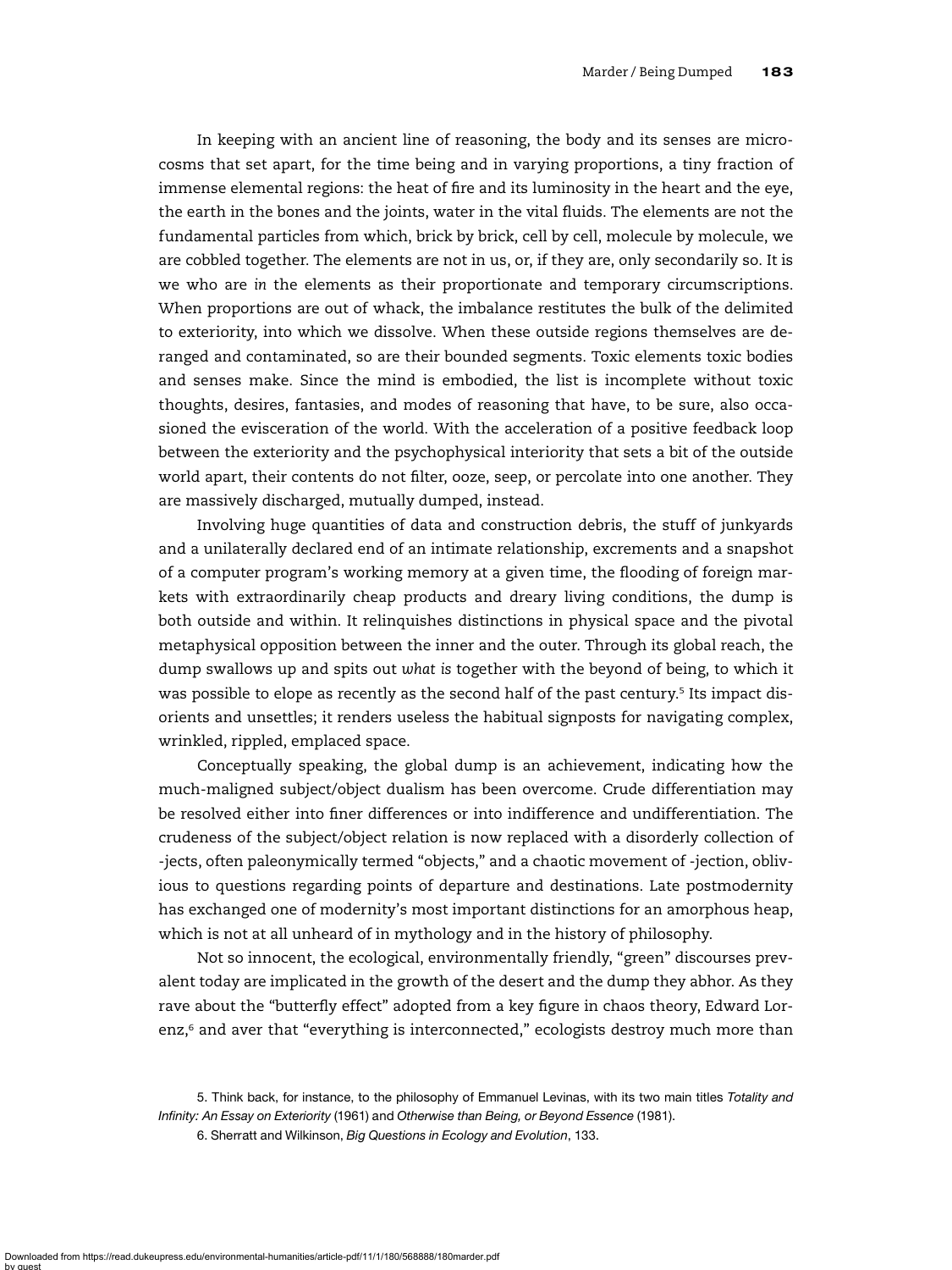In keeping with an ancient line of reasoning, the body and its senses are microcosms that set apart, for the time being and in varying proportions, a tiny fraction of immense elemental regions: the heat of fire and its luminosity in the heart and the eye, the earth in the bones and the joints, water in the vital fluids. The elements are not the fundamental particles from which, brick by brick, cell by cell, molecule by molecule, we are cobbled together. The elements are not in us, or, if they are, only secondarily so. It is we who are *in* the elements as their proportionate and temporary circumscriptions. When proportions are out of whack, the imbalance restitutes the bulk of the delimited to exteriority, into which we dissolve. When these outside regions themselves are deranged and contaminated, so are their bounded segments. Toxic elements toxic bodies and senses make. Since the mind is embodied, the list is incomplete without toxic thoughts, desires, fantasies, and modes of reasoning that have, to be sure, also occasioned the evisceration of the world. With the acceleration of a positive feedback loop between the exteriority and the psychophysical interiority that sets a bit of the outside world apart, their contents do not filter, ooze, seep, or percolate into one another. They are massively discharged, mutually dumped, instead.

Involving huge quantities of data and construction debris, the stuff of junkyards and a unilaterally declared end of an intimate relationship, excrements and a snapshot of a computer program's working memory at a given time, the flooding of foreign markets with extraordinarily cheap products and dreary living conditions, the dump is both outside and within. It relinquishes distinctions in physical space and the pivotal metaphysical opposition between the inner and the outer. Through its global reach, the dump swallows up and spits out *what is* together with the beyond of being, to which it was possible to elope as recently as the second half of the past century.[5] Its impact disorients and unsettles; it renders useless the habitual signposts for navigating complex, wrinkled, rippled, emplaced space.

Conceptually speaking, the global dump is an achievement, indicating how the much-maligned subject/object dualism has been overcome. Crude differentiation may be resolved either into finer differences or into indifference and undifferentiation. The crudeness of the subject/object relation is now replaced with a disorderly collection of -jects, often paleonymically termed "objects," and a chaotic movement of -jection, oblivious to questions regarding points of departure and destinations. Late postmodernity has exchanged one of modernity's most important distinctions for an amorphous heap, which is not at all unheard of in mythology and in the history of philosophy.

Not so innocent, the ecological, environmentally friendly, "green" discourses prevalent today are implicated in the growth of the desert and the dump they abhor. As they rave about the "butterfly effect" adopted from a key figure in chaos theory, Edward Lorenz,[6] and aver that "everything is interconnected," ecologists destroy much more than

5. Think back, for instance, to the philosophy of Emmanuel Levinas, with its two main titles *Totality and Infinity: An Essay on Exteriority* (1961) and *Otherwise than Being, or Beyond Essence* (1981).

6. Sherratt and Wilkinson, *Big Questions in Ecology and Evolution*, 133.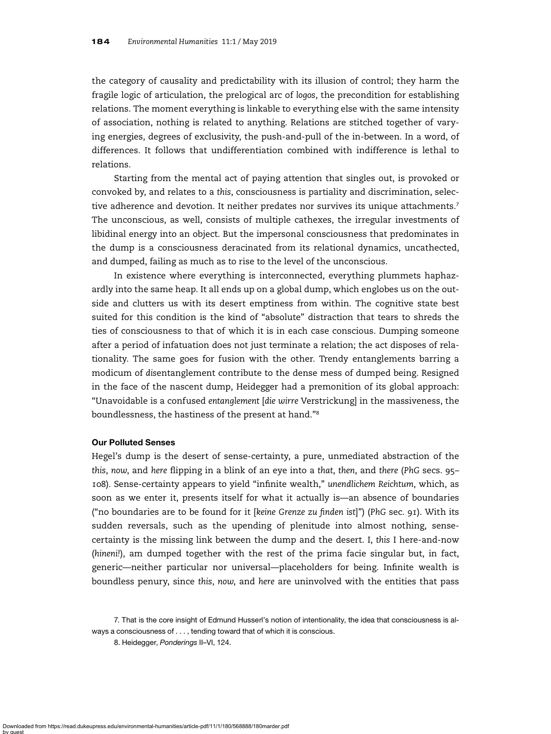the category of causality and predictability with its illusion of control; they harm the fragile logic of articulation, the prelogical arc of *logos*, the precondition for establishing relations. The moment everything is linkable to everything else with the same intensity of association, nothing is related to anything. Relations are stitched together of varying energies, degrees of exclusivity, the push-and-pull of the in-between. In a word, of differences. It follows that undifferentiation combined with indifference is lethal to relations.

Starting from the mental act of paying attention that singles out, is provoked or convoked by, and relates to a *this*, consciousness is partiality and discrimination, selective adherence and devotion. It neither predates nor survives its unique attachments.[7] The unconscious, as well, consists of multiple cathexes, the irregular investments of libidinal energy into an object. But the impersonal consciousness that predominates in the dump is a consciousness deracinated from its relational dynamics, uncathected, and dumped, failing as much as to rise to the level of the unconscious.

In existence where everything is interconnected, everything plummets haphazardly into the same heap. It all ends up on a global dump, which englobes us on the outside and clutters us with its desert emptiness from within. The cognitive state best suited for this condition is the kind of "absolute" distraction that tears to shreds the ties of consciousness to that of which it is in each case conscious. Dumping someone after a period of infatuation does not just terminate a relation; the act disposes of relationality. The same goes for fusion with the other. Trendy entanglements barring a modicum of *dis*entanglement contribute to the dense mess of dumped being. Resigned in the face of the nascent dump, Heidegger had a premonition of its global approach: "Unavoidable is a confused *entanglement* [*die wirre* Verstrickung] in the massiveness, the boundlessness, the hastiness of the present at hand."[8]

**Our Polluted Senses**

Hegel's dump is the desert of sense-certainty, a pure, unmediated abstraction of the *this*, *now*, and *here* flipping in a blink of an eye into a *that*, *then*, and *there* (*PhG* secs. 95–108). Sense-certainty appears to yield "infinite wealth," *unendlichem Reichtum*, which, as soon as we enter it, presents itself for what it actually is—an absence of boundaries ("no boundaries are to be found for it [*keine Grenze zu finden ist*]") (*PhG* sec. 91). With its sudden reversals, such as the upending of plenitude into almost nothing, sense-certainty is the missing link between the dump and the desert. I, *this* I here-and-now (*hineni!*), am dumped together with the rest of the prima facie singular but, in fact, generic—neither particular nor universal—placeholders for being. Infinite wealth is boundless penury, since *this*, *now*, and *here* are uninvolved with the entities that pass

7. That is the core insight of Edmund Husserl's notion of intentionality, the idea that consciousness is always a consciousness of . . . , tending toward that of which it is conscious.

8. Heidegger, *Ponderings* II–VI, 124.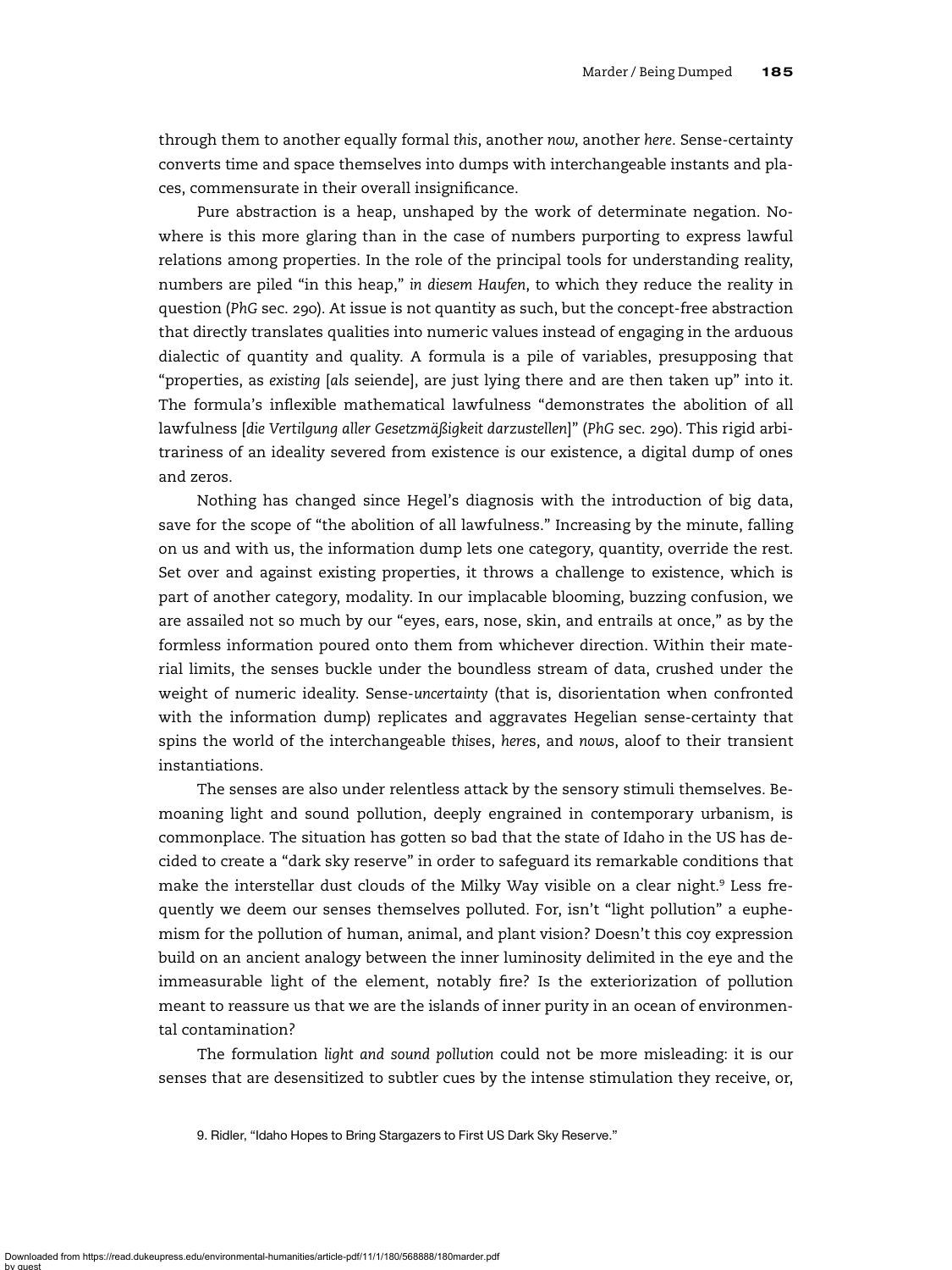through them to another equally formal *this*, another *now*, another *here*. Sense-certainty converts time and space themselves into dumps with interchangeable instants and places, commensurate in their overall insignificance.

Pure abstraction is a heap, unshaped by the work of determinate negation. Nowhere is this more glaring than in the case of numbers purporting to express lawful relations among properties. In the role of the principal tools for understanding reality, numbers are piled "in this heap," *in diesem Haufen*, to which they reduce the reality in question (*PhG* sec. 290). At issue is not quantity as such, but the concept-free abstraction that directly translates qualities into numeric values instead of engaging in the arduous dialectic of quantity and quality. A formula is a pile of variables, presupposing that "properties, as *existing* [*als* seiende], are just lying there and are then taken up" into it. The formula's inflexible mathematical lawfulness "demonstrates the abolition of all lawfulness [*die Vertilgung aller Gesetzmäßigkeit darzustellen*]" (*PhG* sec. 290). This rigid arbitrariness of an ideality severed from existence *is* our existence, a digital dump of ones and zeros.

Nothing has changed since Hegel's diagnosis with the introduction of big data, save for the scope of "the abolition of all lawfulness." Increasing by the minute, falling on us and with us, the information dump lets one category, quantity, override the rest. Set over and against existing properties, it throws a challenge to existence, which is part of another category, modality. In our implacable blooming, buzzing confusion, we are assailed not so much by our "eyes, ears, nose, skin, and entrails at once," as by the formless information poured onto them from whichever direction. Within their material limits, the senses buckle under the boundless stream of data, crushed under the weight of numeric ideality. Sense-*uncertainty* (that is, disorientation when confronted with the information dump) replicates and aggravates Hegelian sense-certainty that spins the world of the interchangeable *this*es, *here*s, and *now*s, aloof to their transient instantiations.

The senses are also under relentless attack by the sensory stimuli themselves. Bemoaning light and sound pollution, deeply engrained in contemporary urbanism, is commonplace. The situation has gotten so bad that the state of Idaho in the US has decided to create a "dark sky reserve" in order to safeguard its remarkable conditions that make the interstellar dust clouds of the Milky Way visible on a clear night.[9] Less frequently we deem our senses themselves polluted. For, isn't "light pollution" a euphemism for the pollution of human, animal, and plant vision? Doesn't this coy expression build on an ancient analogy between the inner luminosity delimited in the eye and the immeasurable light of the element, notably fire? Is the exteriorization of pollution meant to reassure us that we are the islands of inner purity in an ocean of environmental contamination?

The formulation *light and sound pollution* could not be more misleading: it is our senses that are desensitized to subtler cues by the intense stimulation they receive, or,

9. Ridler, "Idaho Hopes to Bring Stargazers to First US Dark Sky Reserve."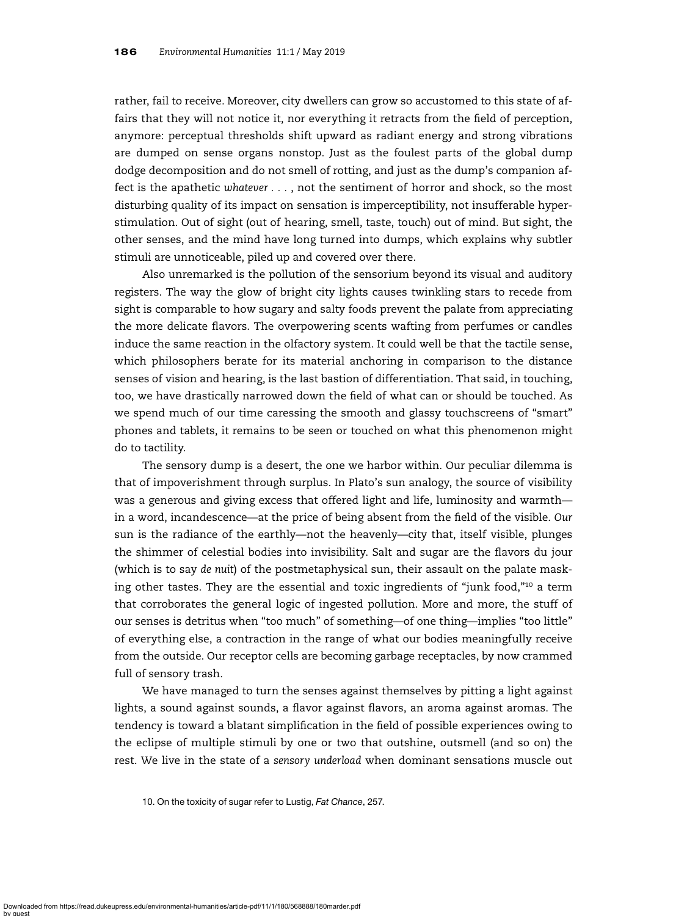rather, fail to receive. Moreover, city dwellers can grow so accustomed to this state of affairs that they will not notice it, nor everything it retracts from the field of perception, anymore: perceptual thresholds shift upward as radiant energy and strong vibrations are dumped on sense organs nonstop. Just as the foulest parts of the global dump dodge decomposition and do not smell of rotting, and just as the dump's companion affect is the apathetic *whatever* . . . , not the sentiment of horror and shock, so the most disturbing quality of its impact on sensation is imperceptibility, not insufferable hyperstimulation. Out of sight (out of hearing, smell, taste, touch) out of mind. But sight, the other senses, and the mind have long turned into dumps, which explains why subtler stimuli are unnoticeable, piled up and covered over there.

Also unremarked is the pollution of the sensorium beyond its visual and auditory registers. The way the glow of bright city lights causes twinkling stars to recede from sight is comparable to how sugary and salty foods prevent the palate from appreciating the more delicate flavors. The overpowering scents wafting from perfumes or candles induce the same reaction in the olfactory system. It could well be that the tactile sense, which philosophers berate for its material anchoring in comparison to the distance senses of vision and hearing, is the last bastion of differentiation. That said, in touching, too, we have drastically narrowed down the field of what can or should be touched. As we spend much of our time caressing the smooth and glassy touchscreens of "smart" phones and tablets, it remains to be seen or touched on what this phenomenon might do to tactility.

The sensory dump is a desert, the one we harbor within. Our peculiar dilemma is that of impoverishment through surplus. In Plato's sun analogy, the source of visibility was a generous and giving excess that offered light and life, luminosity and warmth—in a word, incandescence—at the price of being absent from the field of the visible. *Our* sun is the radiance of the earthly—not the heavenly—city that, itself visible, plunges the shimmer of celestial bodies into invisibility. Salt and sugar are the flavors du jour (which is to say *de nuit*) of the postmetaphysical sun, their assault on the palate masking other tastes. They are the essential and toxic ingredients of "junk food,"[10] a term that corroborates the general logic of ingested pollution. More and more, the stuff of our senses is detritus when "too much" of something—of one thing—implies "too little" of everything else, a contraction in the range of what our bodies meaningfully receive from the outside. Our receptor cells are becoming garbage receptacles, by now crammed full of sensory trash.

We have managed to turn the senses against themselves by pitting a light against lights, a sound against sounds, a flavor against flavors, an aroma against aromas. The tendency is toward a blatant simplification in the field of possible experiences owing to the eclipse of multiple stimuli by one or two that outshine, outsmell (and so on) the rest. We live in the state of a *sensory underload* when dominant sensations muscle out

10. On the toxicity of sugar refer to Lustig, *Fat Chance*, 257.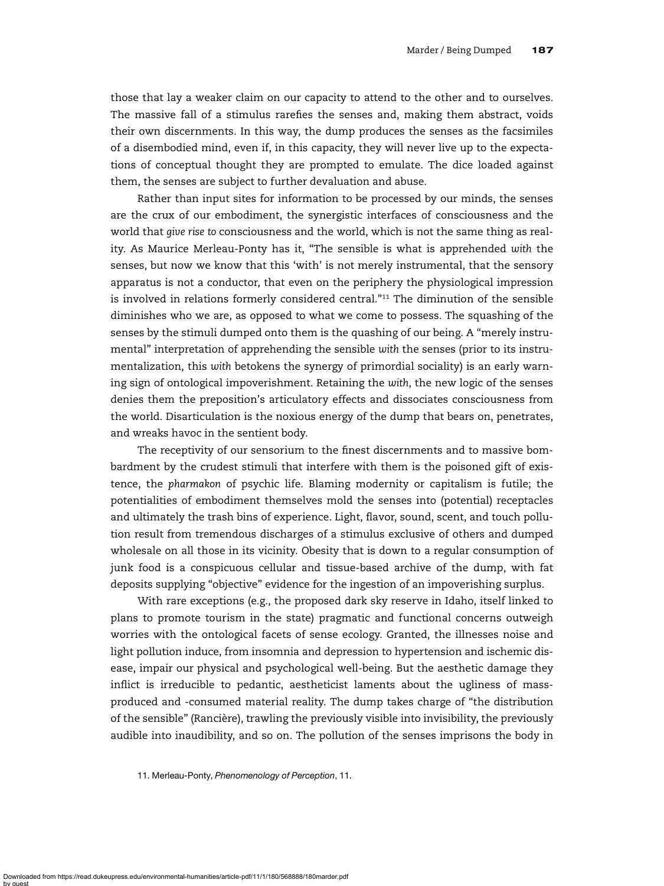those that lay a weaker claim on our capacity to attend to the other and to ourselves. The massive fall of a stimulus rarefies the senses and, making them abstract, voids their own discernments. In this way, the dump produces the senses as the facsimiles of a disembodied mind, even if, in this capacity, they will never live up to the expectations of conceptual thought they are prompted to emulate. The dice loaded against them, the senses are subject to further devaluation and abuse.

Rather than input sites for information to be processed by our minds, the senses are the crux of our embodiment, the synergistic interfaces of consciousness and the world that *give rise to* consciousness and the world, which is not the same thing as reality. As Maurice Merleau-Ponty has it, "The sensible is what is apprehended *with* the senses, but now we know that this 'with' is not merely instrumental, that the sensory apparatus is not a conductor, that even on the periphery the physiological impression is involved in relations formerly considered central."[11] The diminution of the sensible diminishes who we are, as opposed to what we come to possess. The squashing of the senses by the stimuli dumped onto them is the quashing of our being. A "merely instrumental" interpretation of apprehending the sensible *with* the senses (prior to its instrumentalization, this *with* betokens the synergy of primordial sociality) is an early warning sign of ontological impoverishment. Retaining the *with*, the new logic of the senses denies them the preposition's articulatory effects and dissociates consciousness from the world. Disarticulation is the noxious energy of the dump that bears on, penetrates, and wreaks havoc in the sentient body.

The receptivity of our sensorium to the finest discernments and to massive bombardment by the crudest stimuli that interfere with them is the poisoned gift of existence, the *pharmakon* of psychic life. Blaming modernity or capitalism is futile; the potentialities of embodiment themselves mold the senses into (potential) receptacles and ultimately the trash bins of experience. Light, flavor, sound, scent, and touch pollution result from tremendous discharges of a stimulus exclusive of others and dumped wholesale on all those in its vicinity. Obesity that is down to a regular consumption of junk food is a conspicuous cellular and tissue-based archive of the dump, with fat deposits supplying "objective" evidence for the ingestion of an impoverishing surplus.

With rare exceptions (e.g., the proposed dark sky reserve in Idaho, itself linked to plans to promote tourism in the state) pragmatic and functional concerns outweigh worries with the ontological facets of sense ecology. Granted, the illnesses noise and light pollution induce, from insomnia and depression to hypertension and ischemic disease, impair our physical and psychological well-being. But the aesthetic damage they inflict is irreducible to pedantic, aestheticist laments about the ugliness of mass-produced and -consumed material reality. The dump takes charge of "the distribution of the sensible" (Rancière), trawling the previously visible into invisibility, the previously audible into inaudibility, and so on. The pollution of the senses imprisons the body in

11. Merleau-Ponty, *Phenomenology of Perception*, 11.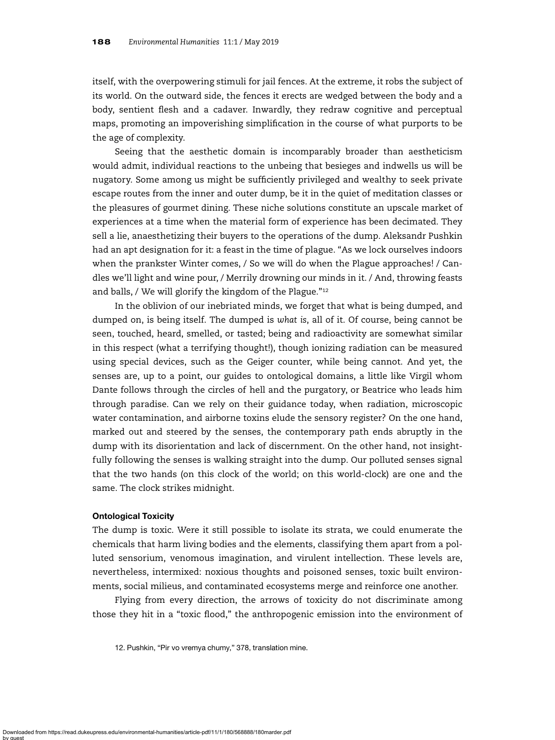itself, with the overpowering stimuli for jail fences. At the extreme, it robs the subject of its world. On the outward side, the fences it erects are wedged between the body and a body, sentient flesh and a cadaver. Inwardly, they redraw cognitive and perceptual maps, promoting an impoverishing simplification in the course of what purports to be the age of complexity.

Seeing that the aesthetic domain is incomparably broader than aestheticism would admit, individual reactions to the unbeing that besieges and indwells us will be nugatory. Some among us might be sufficiently privileged and wealthy to seek private escape routes from the inner and outer dump, be it in the quiet of meditation classes or the pleasures of gourmet dining. These niche solutions constitute an upscale market of experiences at a time when the material form of experience has been decimated. They sell a lie, anaesthetizing their buyers to the operations of the dump. Aleksandr Pushkin had an apt designation for it: a feast in the time of plague. "As we lock ourselves indoors when the prankster Winter comes, / So we will do when the Plague approaches! / Candles we'll light and wine pour, / Merrily drowning our minds in it. / And, throwing feasts and balls, / We will glorify the kingdom of the Plague."[12]

In the oblivion of our inebriated minds, we forget that what is being dumped, and dumped on, is being itself. The dumped is *what is*, all of it. Of course, being cannot be seen, touched, heard, smelled, or tasted; being and radioactivity are somewhat similar in this respect (what a terrifying thought!), though ionizing radiation can be measured using special devices, such as the Geiger counter, while being cannot. And yet, the senses are, up to a point, our guides to ontological domains, a little like Virgil whom Dante follows through the circles of hell and the purgatory, or Beatrice who leads him through paradise. Can we rely on their guidance today, when radiation, microscopic water contamination, and airborne toxins elude the sensory register? On the one hand, marked out and steered by the senses, the contemporary path ends abruptly in the dump with its disorientation and lack of discernment. On the other hand, not insightfully following the senses is walking straight into the dump. Our polluted senses signal that the two hands (on this clock of the world; on this world-clock) are one and the same. The clock strikes midnight.

### Ontological Toxicity

The dump is toxic. Were it still possible to isolate its strata, we could enumerate the chemicals that harm living bodies and the elements, classifying them apart from a polluted sensorium, venomous imagination, and virulent intellection. These levels are, nevertheless, intermixed: noxious thoughts and poisoned senses, toxic built environments, social milieus, and contaminated ecosystems merge and reinforce one another.

Flying from every direction, the arrows of toxicity do not discriminate among those they hit in a "toxic flood," the anthropogenic emission into the environment of

12. Pushkin, "Pir vo vremya chumy," 378, translation mine.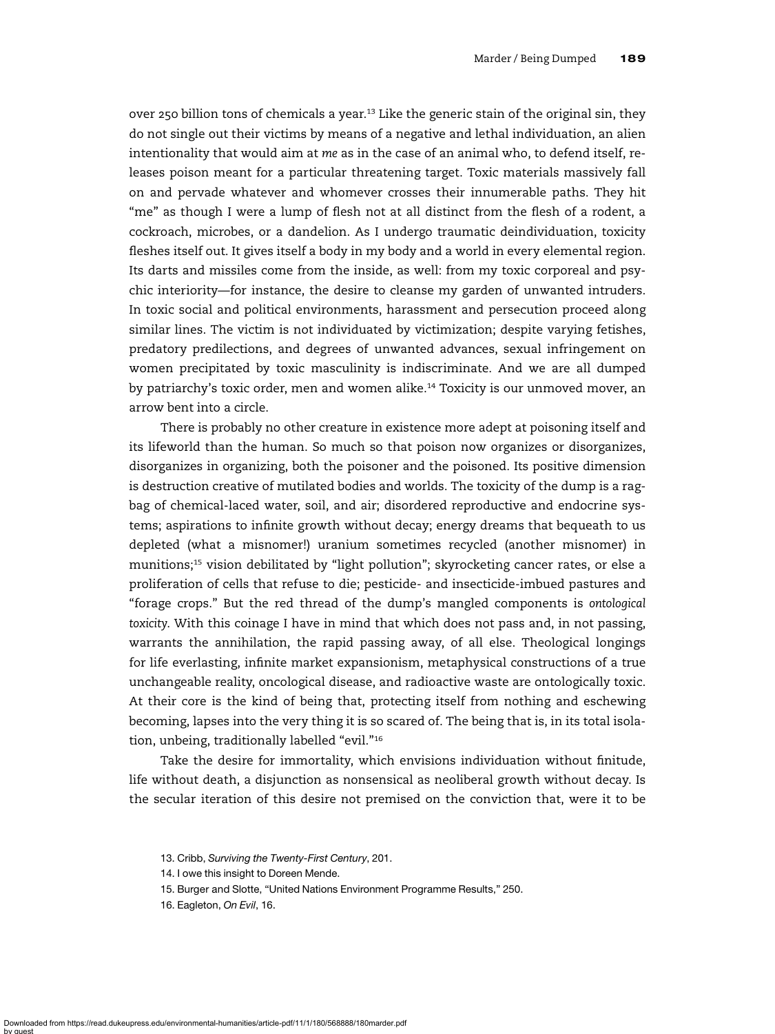over 250 billion tons of chemicals a year.[13] Like the generic stain of the original sin, they do not single out their victims by means of a negative and lethal individuation, an alien intentionality that would aim at *me* as in the case of an animal who, to defend itself, releases poison meant for a particular threatening target. Toxic materials massively fall on and pervade whatever and whomever crosses their innumerable paths. They hit "me" as though I were a lump of flesh not at all distinct from the flesh of a rodent, a cockroach, microbes, or a dandelion. As I undergo traumatic deindividuation, toxicity fleshes itself out. It gives itself a body in my body and a world in every elemental region. Its darts and missiles come from the inside, as well: from my toxic corporeal and psychic interiority—for instance, the desire to cleanse my garden of unwanted intruders. In toxic social and political environments, harassment and persecution proceed along similar lines. The victim is not individuated by victimization; despite varying fetishes, predatory predilections, and degrees of unwanted advances, sexual infringement on women precipitated by toxic masculinity is indiscriminate. And we are all dumped by patriarchy's toxic order, men and women alike.[14] Toxicity is our unmoved mover, an arrow bent into a circle.

There is probably no other creature in existence more adept at poisoning itself and its lifeworld than the human. So much so that poison now organizes or disorganizes, disorganizes in organizing, both the poisoner and the poisoned. Its positive dimension is destruction creative of mutilated bodies and worlds. The toxicity of the dump is a ragbag of chemical-laced water, soil, and air; disordered reproductive and endocrine systems; aspirations to infinite growth without decay; energy dreams that bequeath to us depleted (what a misnomer!) uranium sometimes recycled (another misnomer) in munitions;[15] vision debilitated by "light pollution"; skyrocketing cancer rates, or else a proliferation of cells that refuse to die; pesticide- and insecticide-imbued pastures and "forage crops." But the red thread of the dump's mangled components is *ontological toxicity*. With this coinage I have in mind that which does not pass and, in not passing, warrants the annihilation, the rapid passing away, of all else. Theological longings for life everlasting, infinite market expansionism, metaphysical constructions of a true unchangeable reality, oncological disease, and radioactive waste are ontologically toxic. At their core is the kind of being that, protecting itself from nothing and eschewing becoming, lapses into the very thing it is so scared of. The being that is, in its total isolation, unbeing, traditionally labelled "evil."[16]

Take the desire for immortality, which envisions individuation without finitude, life without death, a disjunction as nonsensical as neoliberal growth without decay. Is the secular iteration of this desire not premised on the conviction that, were it to be

13. Cribb, *Surviving the Twenty-First Century*, 201.

14. I owe this insight to Doreen Mende.

15. Burger and Slotte, "United Nations Environment Programme Results," 250.

16. Eagleton, *On Evil*, 16.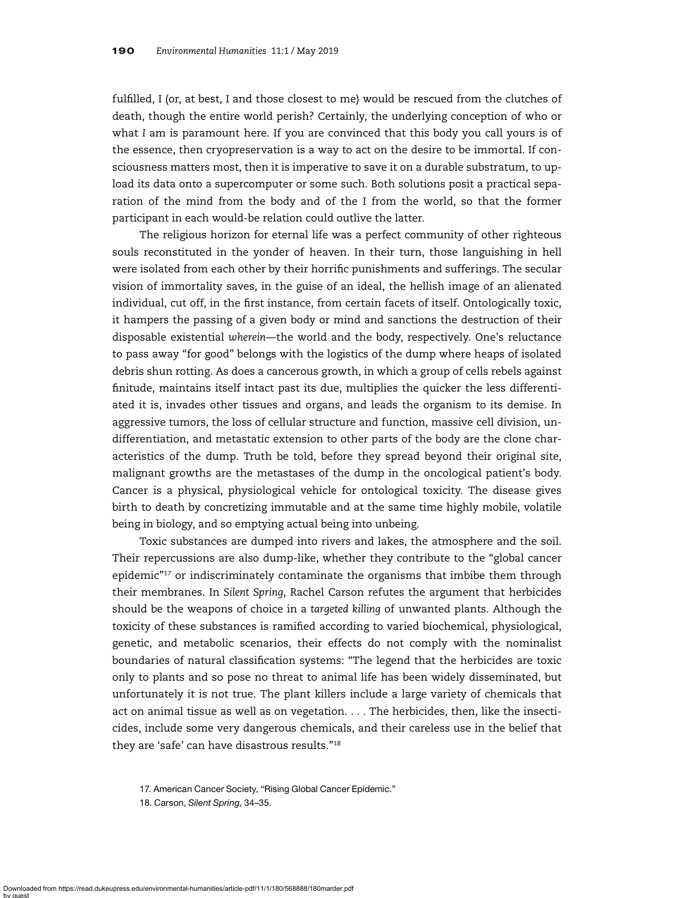fulfilled, I (or, at best, I and those closest to me) would be rescued from the clutches of death, though the entire world perish? Certainly, the underlying conception of who or what *I* am is paramount here. If you are convinced that this body you call yours is of the essence, then cryopreservation is a way to act on the desire to be immortal. If consciousness matters most, then it is imperative to save it on a durable substratum, to upload its data onto a supercomputer or some such. Both solutions posit a practical separation of the mind from the body and of the I from the world, so that the former participant in each would-be relation could outlive the latter.

The religious horizon for eternal life was a perfect community of other righteous souls reconstituted in the yonder of heaven. In their turn, those languishing in hell were isolated from each other by their horrific punishments and sufferings. The secular vision of immortality saves, in the guise of an ideal, the hellish image of an alienated individual, cut off, in the first instance, from certain facets of itself. Ontologically toxic, it hampers the passing of a given body or mind and sanctions the destruction of their disposable existential *wherein*—the world and the body, respectively. One's reluctance to pass away "for good" belongs with the logistics of the dump where heaps of isolated debris shun rotting. As does a cancerous growth, in which a group of cells rebels against finitude, maintains itself intact past its due, multiplies the quicker the less differentiated it is, invades other tissues and organs, and leads the organism to its demise. In aggressive tumors, the loss of cellular structure and function, massive cell division, undifferentiation, and metastatic extension to other parts of the body are the clone characteristics of the dump. Truth be told, before they spread beyond their original site, malignant growths are the metastases of the dump in the oncological patient's body. Cancer is a physical, physiological vehicle for ontological toxicity. The disease gives birth to death by concretizing immutable and at the same time highly mobile, volatile being in biology, and so emptying actual being into unbeing.

Toxic substances are dumped into rivers and lakes, the atmosphere and the soil. Their repercussions are also dump-like, whether they contribute to the "global cancer epidemic"[17] or indiscriminately contaminate the organisms that imbibe them through their membranes. In *Silent Spring*, Rachel Carson refutes the argument that herbicides should be the weapons of choice in a *targeted killing* of unwanted plants. Although the toxicity of these substances is ramified according to varied biochemical, physiological, genetic, and metabolic scenarios, their effects do not comply with the nominalist boundaries of natural classification systems: "The legend that the herbicides are toxic only to plants and so pose no threat to animal life has been widely disseminated, but unfortunately it is not true. The plant killers include a large variety of chemicals that act on animal tissue as well as on vegetation. . . . The herbicides, then, like the insecticides, include some very dangerous chemicals, and their careless use in the belief that they are 'safe' can have disastrous results."[18]

17. American Cancer Society, "Rising Global Cancer Epidemic."

18. Carson, *Silent Spring*, 34–35.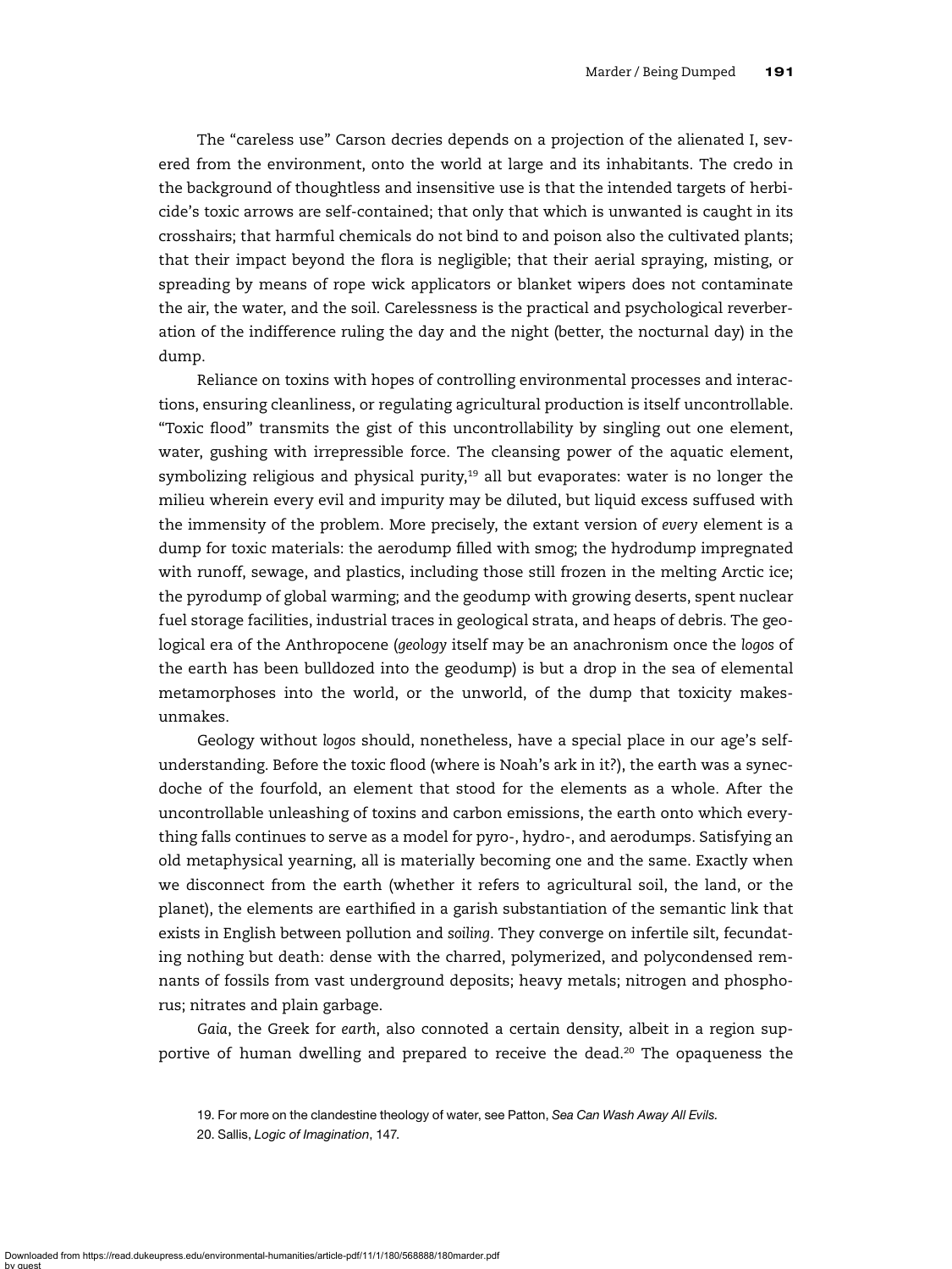The "careless use" Carson decries depends on a projection of the alienated I, severed from the environment, onto the world at large and its inhabitants. The credo in the background of thoughtless and insensitive use is that the intended targets of herbicide's toxic arrows are self-contained; that only that which is unwanted is caught in its crosshairs; that harmful chemicals do not bind to and poison also the cultivated plants; that their impact beyond the flora is negligible; that their aerial spraying, misting, or spreading by means of rope wick applicators or blanket wipers does not contaminate the air, the water, and the soil. Carelessness is the practical and psychological reverberation of the indifference ruling the day and the night (better, the nocturnal day) in the dump.

Reliance on toxins with hopes of controlling environmental processes and interactions, ensuring cleanliness, or regulating agricultural production is itself uncontrollable. "Toxic flood" transmits the gist of this uncontrollability by singling out one element, water, gushing with irrepressible force. The cleansing power of the aquatic element, symbolizing religious and physical purity,[19] all but evaporates: water is no longer the milieu wherein every evil and impurity may be diluted, but liquid excess suffused with the immensity of the problem. More precisely, the extant version of *every* element is a dump for toxic materials: the aerodump filled with smog; the hydrodump impregnated with runoff, sewage, and plastics, including those still frozen in the melting Arctic ice; the pyrodump of global warming; and the geodump with growing deserts, spent nuclear fuel storage facilities, industrial traces in geological strata, and heaps of debris. The geological era of the Anthropocene (*geology* itself may be an anachronism once the *logos* of the earth has been bulldozed into the geodump) is but a drop in the sea of elemental metamorphoses into the world, or the unworld, of the dump that toxicity makes-unmakes.

Geology without *logos* should, nonetheless, have a special place in our age's self-understanding. Before the toxic flood (where is Noah's ark in it?), the earth was a synecdoche of the fourfold, an element that stood for the elements as a whole. After the uncontrollable unleashing of toxins and carbon emissions, the earth onto which everything falls continues to serve as a model for pyro-, hydro-, and aerodumps. Satisfying an old metaphysical yearning, all is materially becoming one and the same. Exactly when we disconnect from the earth (whether it refers to agricultural soil, the land, or the planet), the elements are earthified in a garish substantiation of the semantic link that exists in English between pollution and *soiling*. They converge on infertile silt, fecundating nothing but death: dense with the charred, polymerized, and polycondensed remnants of fossils from vast underground deposits; heavy metals; nitrogen and phosphorus; nitrates and plain garbage.

*Gaia*, the Greek for *earth*, also connoted a certain density, albeit in a region supportive of human dwelling and prepared to receive the dead.[20] The opaqueness the

19. For more on the clandestine theology of water, see Patton, *Sea Can Wash Away All Evils*.

20. Sallis, *Logic of Imagination*, 147.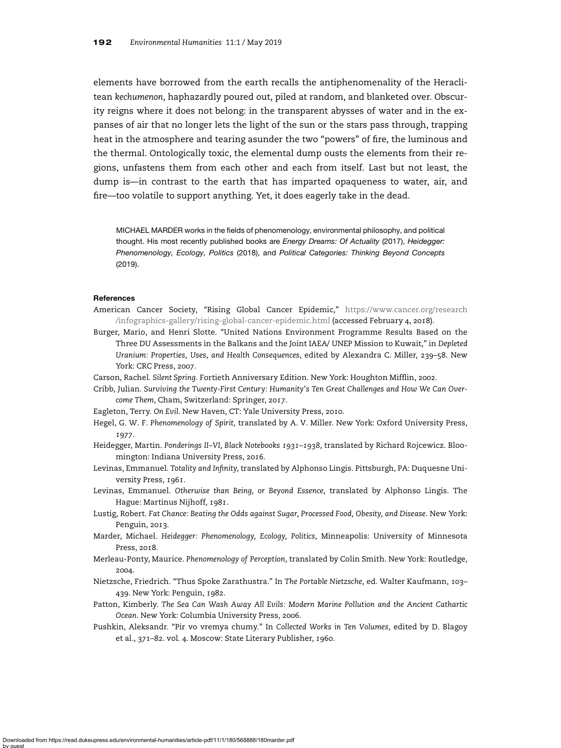elements have borrowed from the earth recalls the antiphenomenality of the Heraclitean *kechumenon*, haphazardly poured out, piled at random, and blanketed over. Obscurity reigns where it does not belong: in the transparent abysses of water and in the expanses of air that no longer lets the light of the sun or the stars pass through, trapping heat in the atmosphere and tearing asunder the two "powers" of fire, the luminous and the thermal. Ontologically toxic, the elemental dump ousts the elements from their regions, unfastens them from each other and each from itself. Last but not least, the dump is—in contrast to the earth that has imparted opaqueness to water, air, and fire—too volatile to support anything. Yet, it does eagerly take in the dead.

MICHAEL MARDER works in the fields of phenomenology, environmental philosophy, and political thought. His most recently published books are *Energy Dreams: Of Actuality* (2017), *Heidegger: Phenomenology, Ecology, Politics* (2018), and *Political Categories: Thinking Beyond Concepts* (2019).

**References**

American Cancer Society, "Rising Global Cancer Epidemic," https://www.cancer.org/research/infographics-gallery/rising-global-cancer-epidemic.html (accessed February 4, 2018).

Burger, Mario, and Henri Slotte. "United Nations Environment Programme Results Based on the Three DU Assessments in the Balkans and the Joint IAEA/ UNEP Mission to Kuwait," in *Depleted Uranium: Properties, Uses, and Health Consequences*, edited by Alexandra C. Miller, 239–58. New York: CRC Press, 2007.

Carson, Rachel. *Silent Spring*. Fortieth Anniversary Edition. New York: Houghton Mifflin, 2002.

Cribb, Julian. *Surviving the Twenty-First Century: Humanity's Ten Great Challenges and How We Can Overcome Them*, Cham, Switzerland: Springer, 2017.

Eagleton, Terry. *On Evil*. New Haven, CT: Yale University Press, 2010.

Hegel, G. W. F. *Phenomenology of Spirit*, translated by A. V. Miller. New York: Oxford University Press, 1977.

Heidegger, Martin. *Ponderings II–VI, Black Notebooks 1931–1938*, translated by Richard Rojcewicz. Bloomington: Indiana University Press, 2016.

Levinas, Emmanuel. *Totality and Infinity*, translated by Alphonso Lingis. Pittsburgh, PA: Duquesne University Press, 1961.

Levinas, Emmanuel. *Otherwise than Being, or Beyond Essence*, translated by Alphonso Lingis. The Hague: Martinus Nijhoff, 1981.

Lustig, Robert. *Fat Chance: Beating the Odds against Sugar, Processed Food, Obesity, and Disease*. New York: Penguin, 2013.

Marder, Michael. *Heidegger: Phenomenology, Ecology, Politics,* Minneapolis: University of Minnesota Press, 2018.

Merleau-Ponty, Maurice. *Phenomenology of Perception*, translated by Colin Smith. New York: Routledge, 2004.

Nietzsche, Friedrich. "Thus Spoke Zarathustra." In *The Portable Nietzsche*, ed. Walter Kaufmann, 103–439. New York: Penguin, 1982.

Patton, Kimberly. *The Sea Can Wash Away All Evils: Modern Marine Pollution and the Ancient Cathartic Ocean*. New York: Columbia University Press, 2006.

Pushkin, Aleksandr. "Pir vo vremya chumy." In *Collected Works in Ten Volumes*, edited by D. Blagoy et al., 371–82. vol. 4. Moscow: State Literary Publisher, 1960.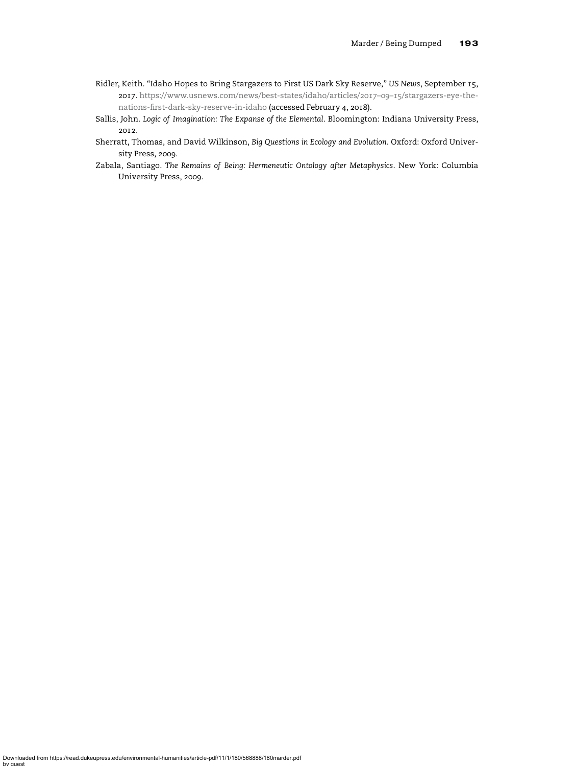Ridler, Keith. "Idaho Hopes to Bring Stargazers to First US Dark Sky Reserve," *US News*, September 15, 2017. https://www.usnews.com/news/best-states/idaho/articles/2017–09–15/stargazers-eye-the-nations-first-dark-sky-reserve-in-idaho (accessed February 4, 2018).

Sallis, John. *Logic of Imagination: The Expanse of the Elemental*. Bloomington: Indiana University Press, 2012.

Sherratt, Thomas, and David Wilkinson, *Big Questions in Ecology and Evolution*. Oxford: Oxford University Press, 2009.

Zabala, Santiago. *The Remains of Being: Hermeneutic Ontology after Metaphysics*. New York: Columbia University Press, 2009.